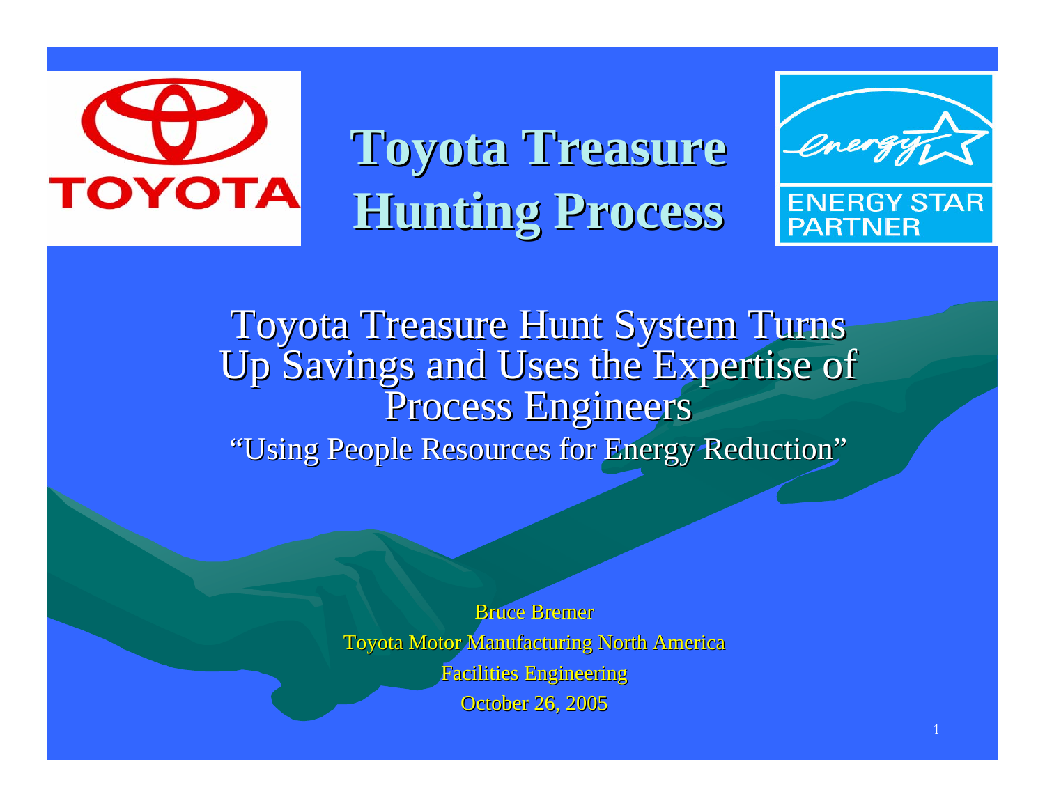# Toyota Treasure Hunting Process

## Toyota Treasure Hunt System Turns Up Savings and Uses the Expertise of Process Engineers

"Using People Resources for Energy Reduction"

Bruce Bremer

Toyota Motor Manufacturing North America

Facilities Engineering

October 26, 2005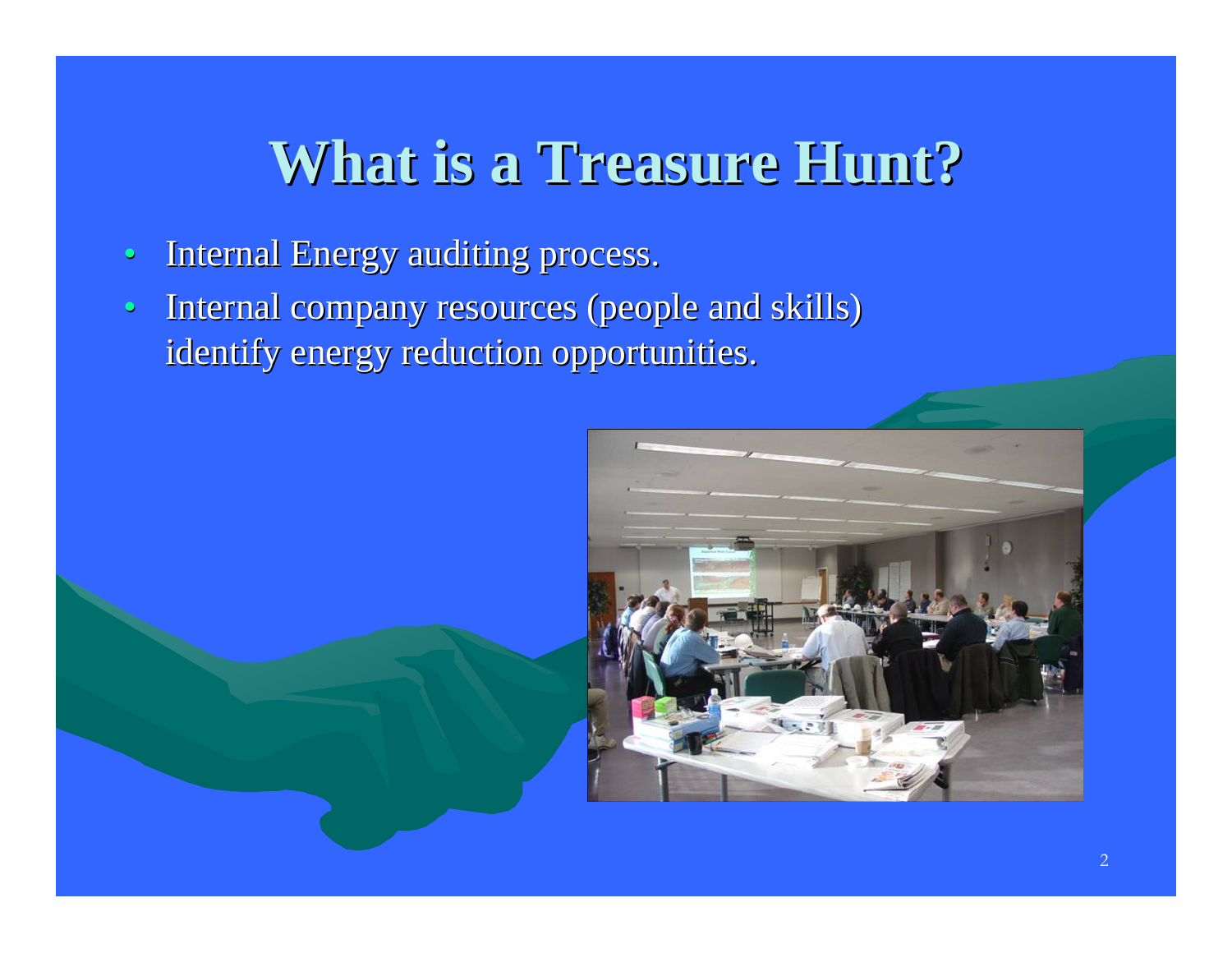# What is a Treasure Hunt?

- Internal Energy auditing process.
- Internal company resources (people and skills) identify energy reduction opportunities.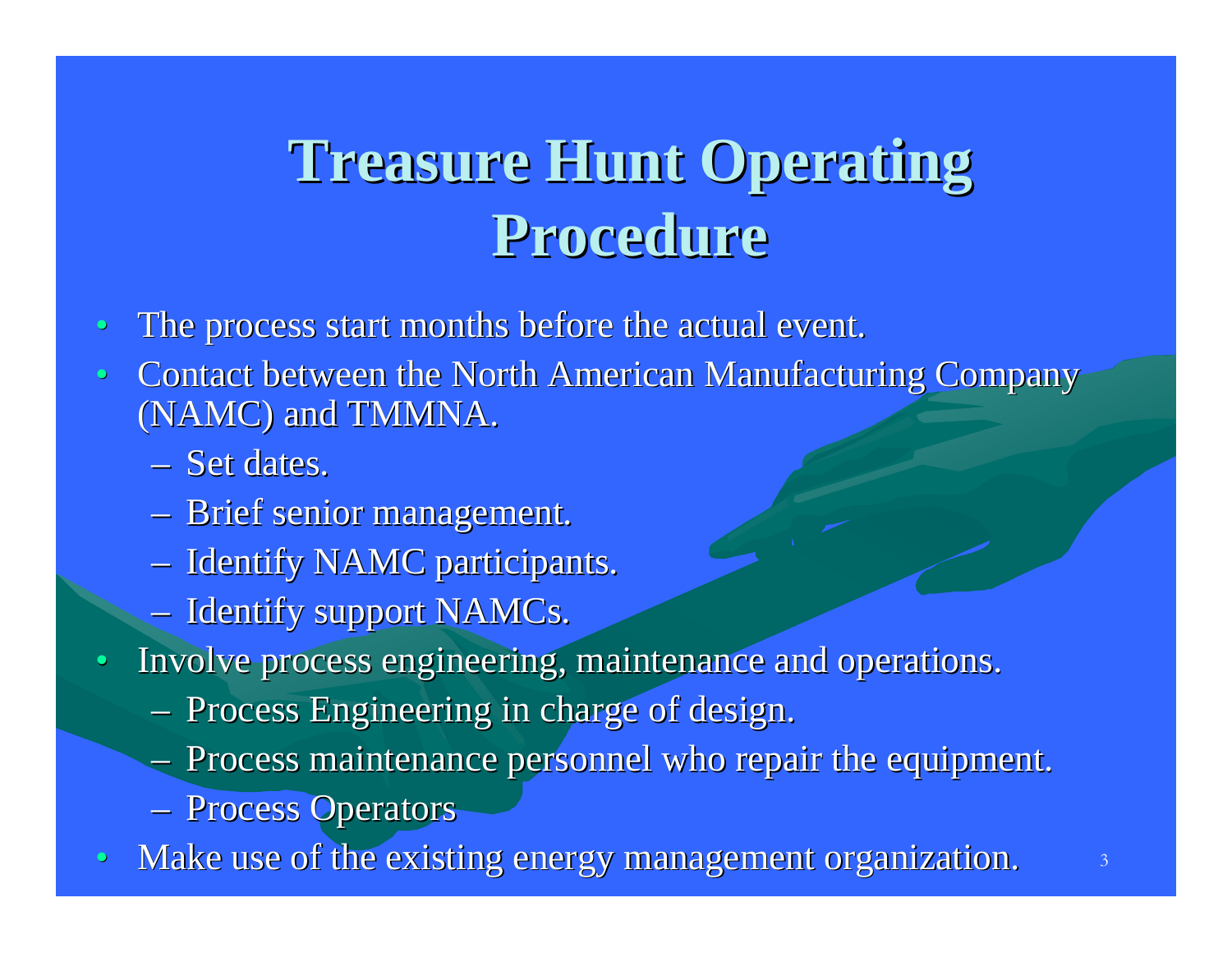# Treasure Hunt Operating Procedure

- The process start months before the actual event.
- Contact between the North American Manufacturing Company (NAMC) and TMMNA.
  - Set dates.
  - Brief senior management.
  - Identify NAMC participants.
  - Identify support NAMCs.
- Involve process engineering, maintenance and operations.
  - Process Engineering in charge of design.
  - Process maintenance personnel who repair the equipment.
  - Process Operators
- Make use of the existing energy management organization.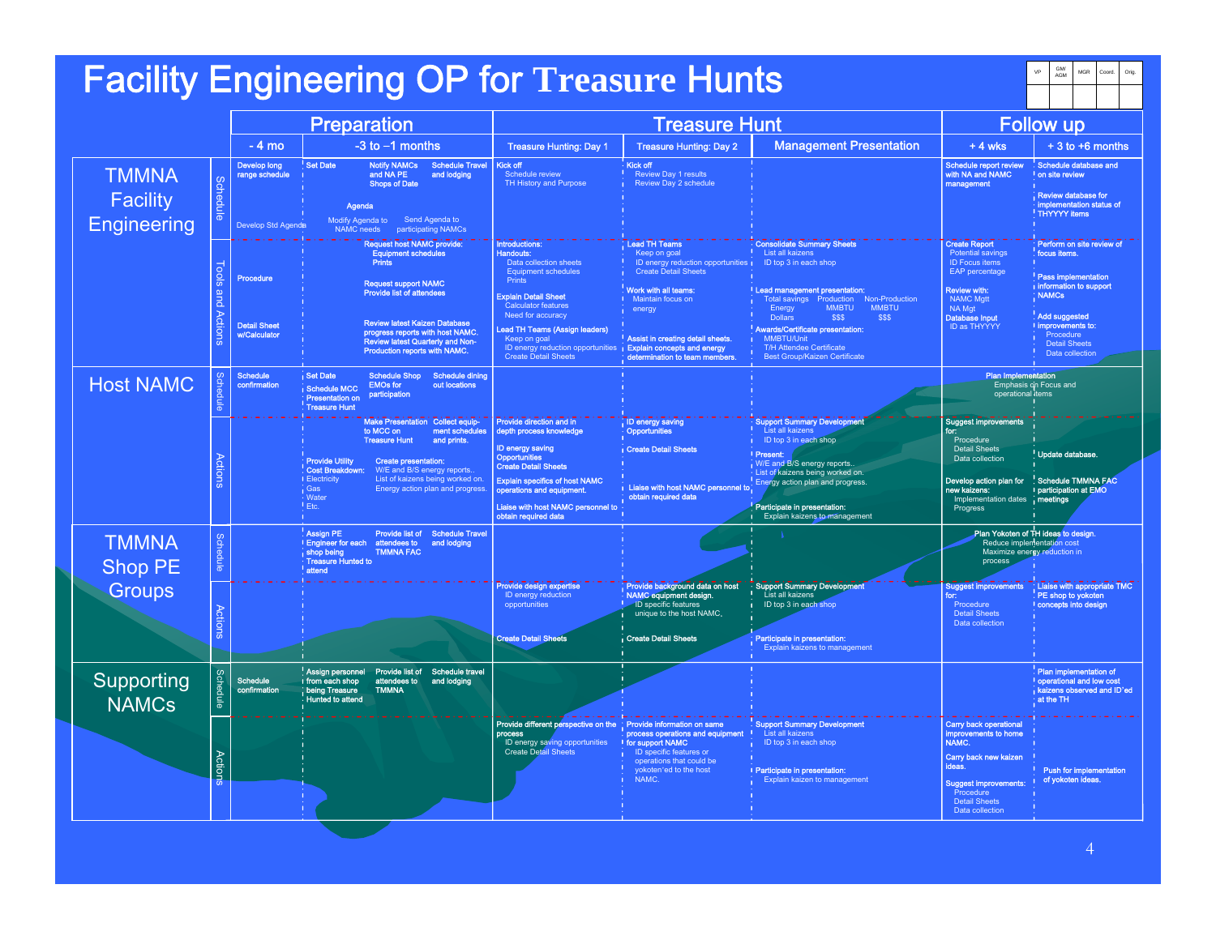# Facility Engineering OP for Treasure Hunts

| VP | GM/ AGM | MGR | Coord. | Orig. |
|---|---|---|---|---|
| | | | | |

| | | Preparation | | Treasure Hunt | | | Follow up | |
|---|---|---|---|---|---|---|---|---|
| | | - 4 mo | -3 to –1 months | Treasure Hunting: Day 1 | Treasure Hunting: Day 2 | Management Presentation | + 4 wks | + 3 to +6 months |
| TMMNA Facility Engineering | Schedule | Develop long range schedule<br>Develop Std Agenda | Set Date; Notify NAMCs and NA PE Shops of Date; Schedule Travel and lodging<br>Agenda<br>Modify Agenda to NAMC needs; Send Agenda to participating NAMCs | Kick off<br>Schedule review<br>TH History and Purpose | Kick off<br>Review Day 1 results<br>Review Day 2 schedule | | Schedule report review with NA and NAMC management | Schedule database and on site review<br>Review database for implementation status of THYYYY items |
| | Tools and Actions | Procedure<br>Detail Sheet w/Calculator | Request host NAMC provide: Equipment schedules, Prints<br>Request support NAMC Provide list of attendees<br>Review latest Kaizen Database progress reports with host NAMC. Review latest Quarterly and Non-Production reports with NAMC. | Introductions:<br>Handouts: Data collection sheets, Equipment schedules, Prints<br>Explain Detail Sheet: Calculator features, Need for accuracy<br>Lead TH Teams (Assign leaders): Keep on goal, ID energy reduction opportunities, Create Detail Sheets | Lead TH Teams: Keep on goal, ID energy reduction opportunities, Create Detail Sheets<br>Work with all teams: Maintain focus on energy<br>Assist in creating detail sheets. Explain concepts and energy determination to team members. | Consolidate Summary Sheets: List all kaizens, ID top 3 in each shop<br>Lead management presentation: Total savings (Production / Non-Production) – Energy: MMBTU / MMBTU; Dollars: $$$ / $$$<br>Awards/Certificate presentation: MMBTU/Unit, T/H Attendee Certificate, Best Group/Kaizen Certificate | Create Report: Potential savings, ID Focus items, EAP percentage<br>Review with: NAMC Mgtt, NA Mgt<br>Database Input: ID as THYYYY | Perform on site review of focus items.<br>Pass implementation information to support NAMCs<br>Add suggested improvements to: Procedure, Detail Sheets, Data collection |
| Host NAMC | Schedule | Schedule confirmation | Set Date; Schedule Shop EMOs for participation; Schedule dining out locations<br>Schedule MCC Presentation on Treasure Hunt | | | | Plan Implementation: Emphasis on Focus and operational items | |
| | Actions | | Make Presentation to MCC on Treasure Hunt; Collect equipment schedules and prints.<br>Provide Utility Cost Breakdown: Electricity, Gas, Water, Etc.<br>Create presentation: W/E and B/S energy reports.., List of kaizens being worked on, Energy action plan and progress. | Provide direction and in depth process knowledge<br>ID energy saving Opportunities<br>Create Detail Sheets<br>Explain specifics of host NAMC operations and equipment.<br>Liaise with host NAMC personnel to obtain required data | ID energy saving Opportunities<br>Create Detail Sheets<br>Liaise with host NAMC personnel to obtain required data | Support Summary Development: List all kaizens, ID top 3 in each shop<br>Present: W/E and B/S energy reports.., List of kaizens being worked on, Energy action plan and progress.<br>Participate in presentation: Explain kaizens to management | Suggest improvements for: Procedure, Detail Sheets, Data collection<br>Develop action plan for new kaizens: Implementation dates, Progress | Update database.<br>Schedule TMMNA FAC participation at EMO meetings |
| TMMNA Shop PE Groups | Schedule | | Assign PE Engineer for each shop being Treasure Hunted to attend; Provide list of attendees to TMMNA FAC; Schedule Travel and lodging | | | | Plan Yokoten of TH ideas to design: Reduce implementation cost, Maximize energy reduction in process | |
| | Actions | | | Provide design expertise: ID energy reduction opportunities<br>Create Detail Sheets | Provide background data on host NAMC equipment design. ID specific features unique to the host NAMC,<br>Create Detail Sheets | Support Summary Development: List all kaizens, ID top 3 in each shop<br>Participate in presentation: Explain kaizens to management | Suggest improvements for: Procedure, Detail Sheets, Data collection | Liaise with appropriate TMC PE shop to yokoten concepts into design |
| Supporting NAMCs | Schedule | Schedule confirmation | Assign personnel from each shop being Treasure Hunted to attend; Provide list of attendees to TMMNA; Schedule travel and lodging | | | | | Plan implementation of operational and low cost kaizens observed and ID'ed at the TH |
| | Actions | | | Provide different perspective on the process: ID energy saving opportunities, Create Detail Sheets | Provide information on same process operations and equipment for support NAMC: ID specific features or operations that could be yokoten'ed to the host NAMC. | Support Summary Development: List all kaizens, ID top 3 in each shop<br>Participate in presentation: Explain kaizen to management | Carry back operational improvements to home NAMC.<br>Carry back new kaizen ideas.<br>Suggest improvements: Procedure, Detail Sheets, Data collection | Push for implementation of yokoten ideas. |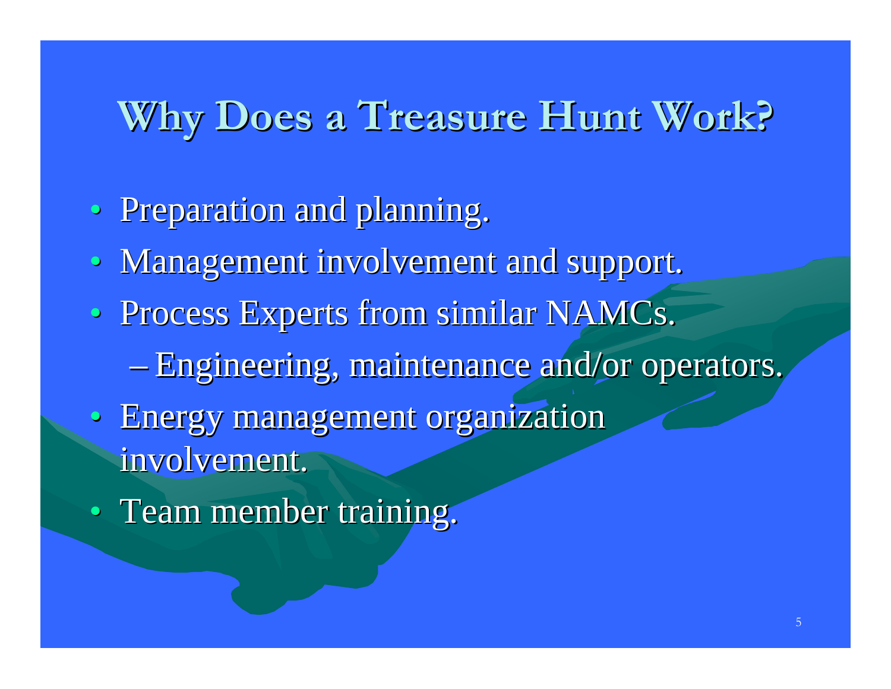## Why Does a Treasure Hunt Work?

- Preparation and planning.
- Management involvement and support.
- Process Experts from similar NAMCs.
  - Engineering, maintenance and/or operators.
- Energy management organization involvement.
- Team member training.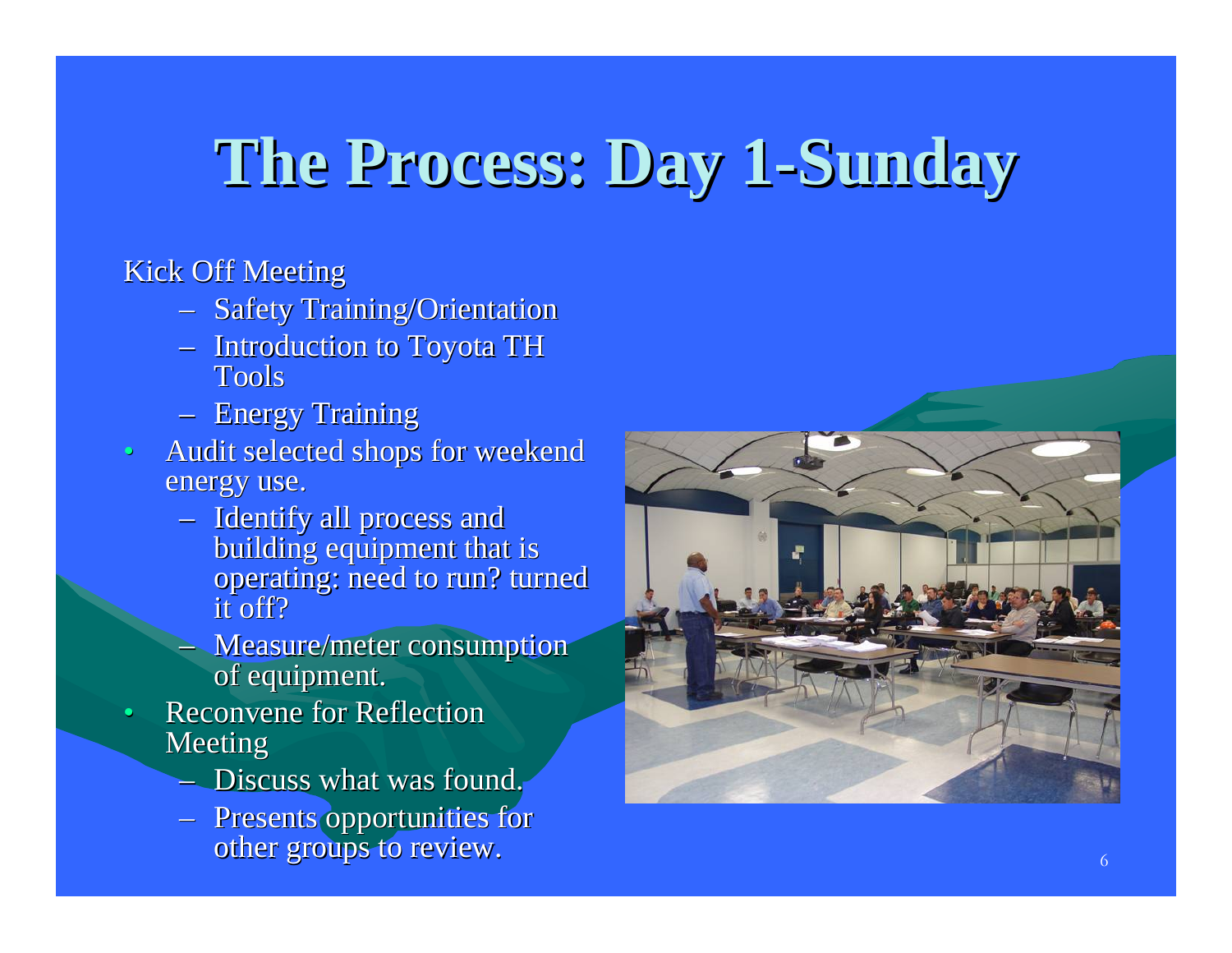# The Process: Day 1-Sunday

Kick Off Meeting

- Safety Training/Orientation
- Introduction to Toyota TH Tools
- Energy Training

- Audit selected shops for weekend energy use.
  - Identify all process and building equipment that is operating: need to run? turned it off?
  - Measure/meter consumption of equipment.
- Reconvene for Reflection Meeting
  - Discuss what was found.
  - Presents opportunities for other groups to review.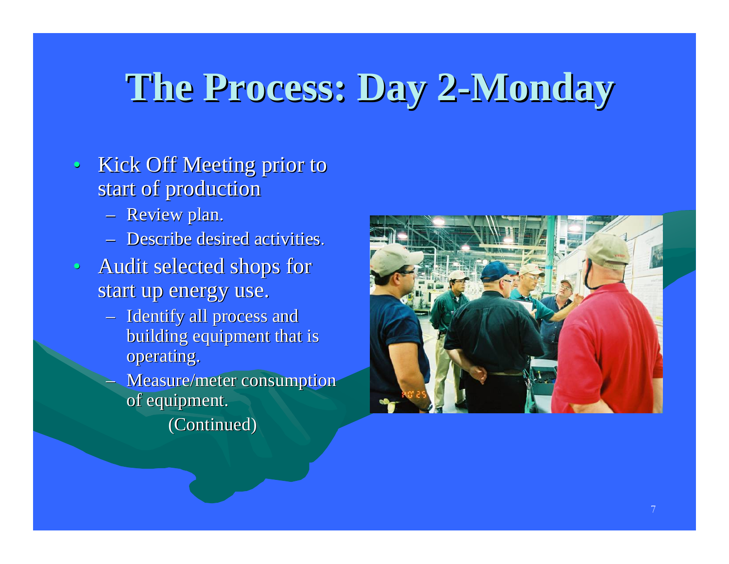# The Process: Day 2-Monday

- Kick Off Meeting prior to start of production
  - Review plan.
  - Describe desired activities.
- Audit selected shops for start up energy use.
  - Identify all process and building equipment that is operating.
  - Measure/meter consumption of equipment.

(Continued)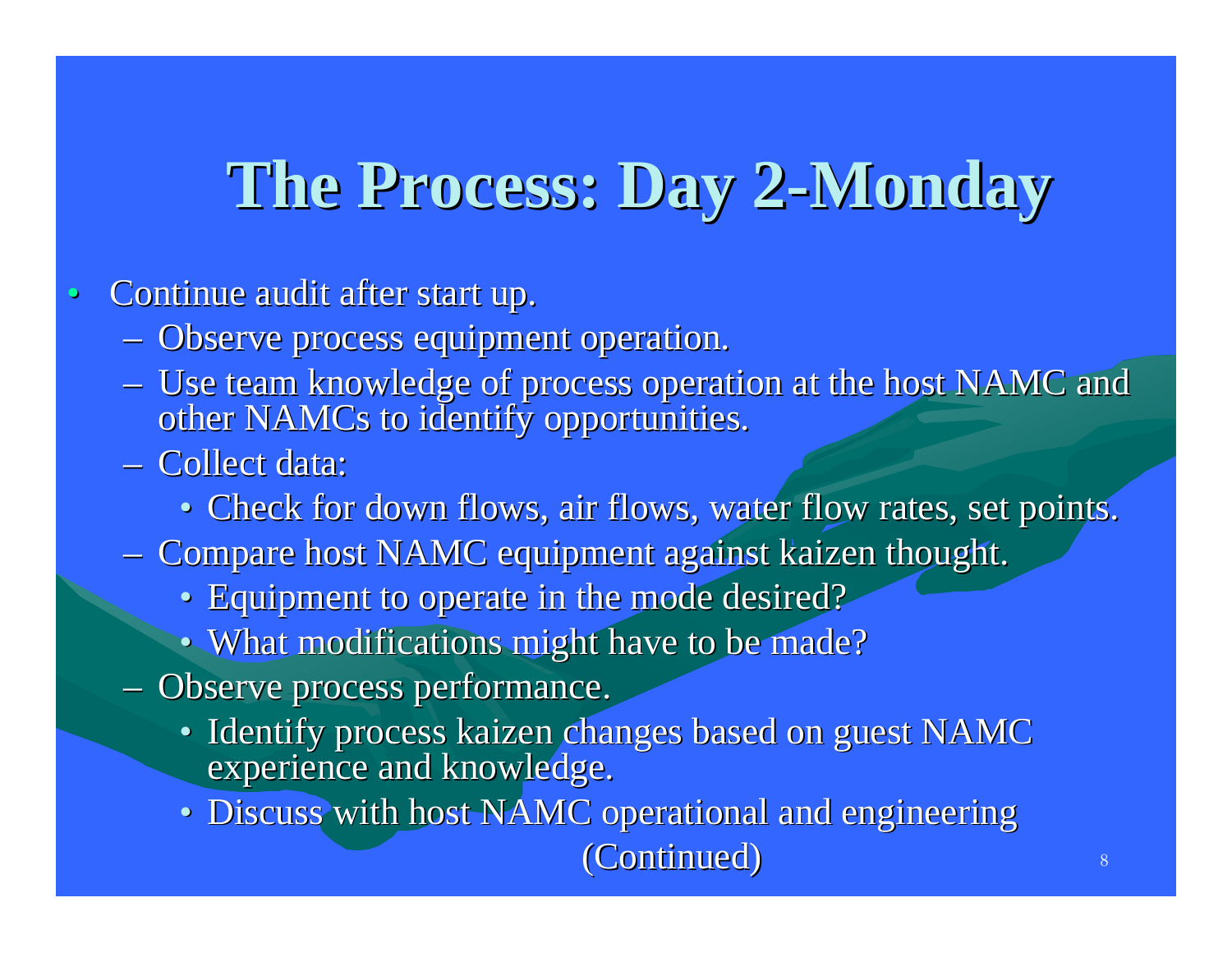# The Process: Day 2-Monday

- Continue audit after start up.
  - Observe process equipment operation.
  - Use team knowledge of process operation at the host NAMC and other NAMCs to identify opportunities.
  - Collect data:
    - Check for down flows, air flows, water flow rates, set points.
  - Compare host NAMC equipment against kaizen thought.
    - Equipment to operate in the mode desired?
    - What modifications might have to be made?
  - Observe process performance.
    - Identify process kaizen changes based on guest NAMC experience and knowledge.
    - Discuss with host NAMC operational and engineering

(Continued)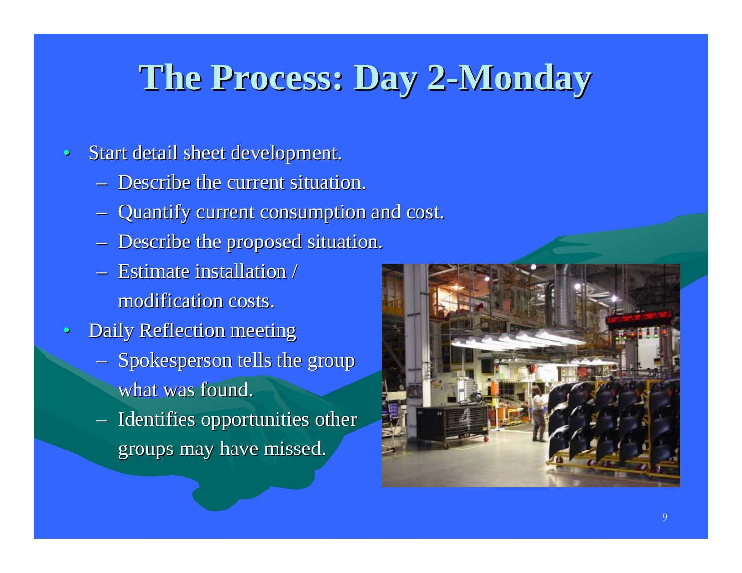# The Process: Day 2-Monday

- Start detail sheet development.
  - Describe the current situation.
  - Quantify current consumption and cost.
  - Describe the proposed situation.
  - Estimate installation / modification costs.
- Daily Reflection meeting
  - Spokesperson tells the group what was found.
  - Identifies opportunities other groups may have missed.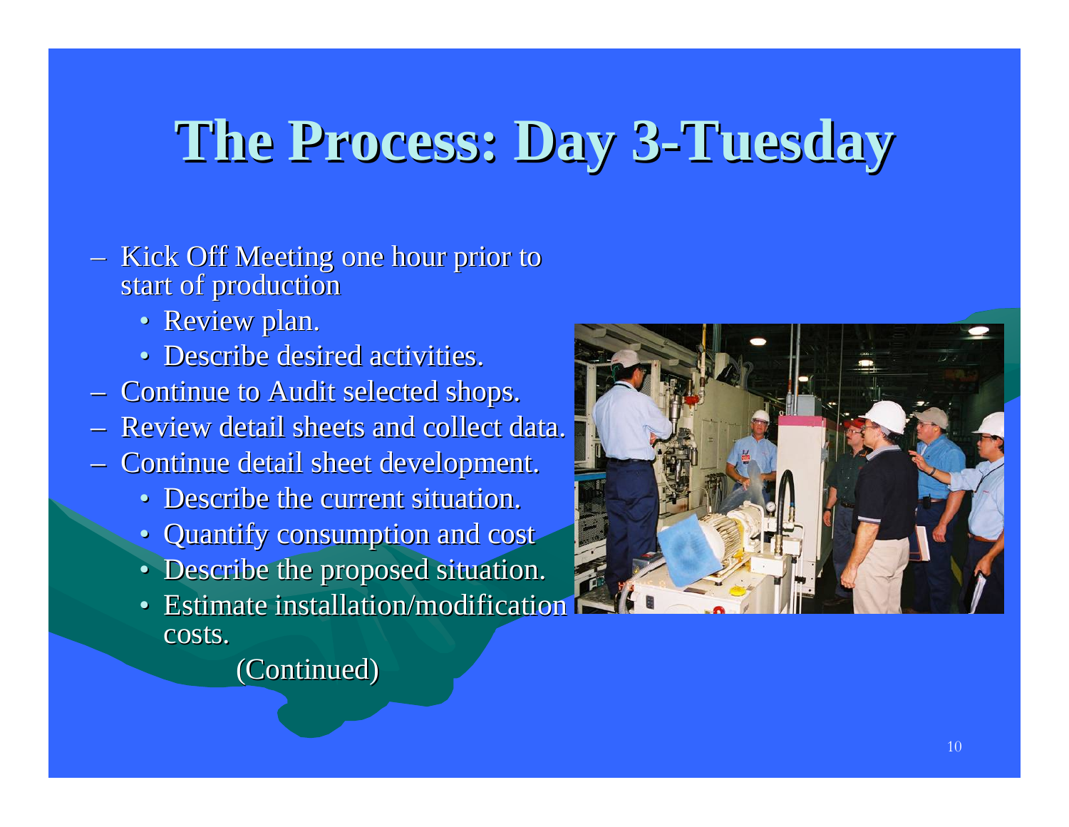# The Process: Day 3-Tuesday

- Kick Off Meeting one hour prior to start of production
  - Review plan.
  - Describe desired activities.
- Continue to Audit selected shops.
- Review detail sheets and collect data.
- Continue detail sheet development.
  - Describe the current situation.
  - Quantify consumption and cost
  - Describe the proposed situation.
  - Estimate installation/modification costs.

(Continued)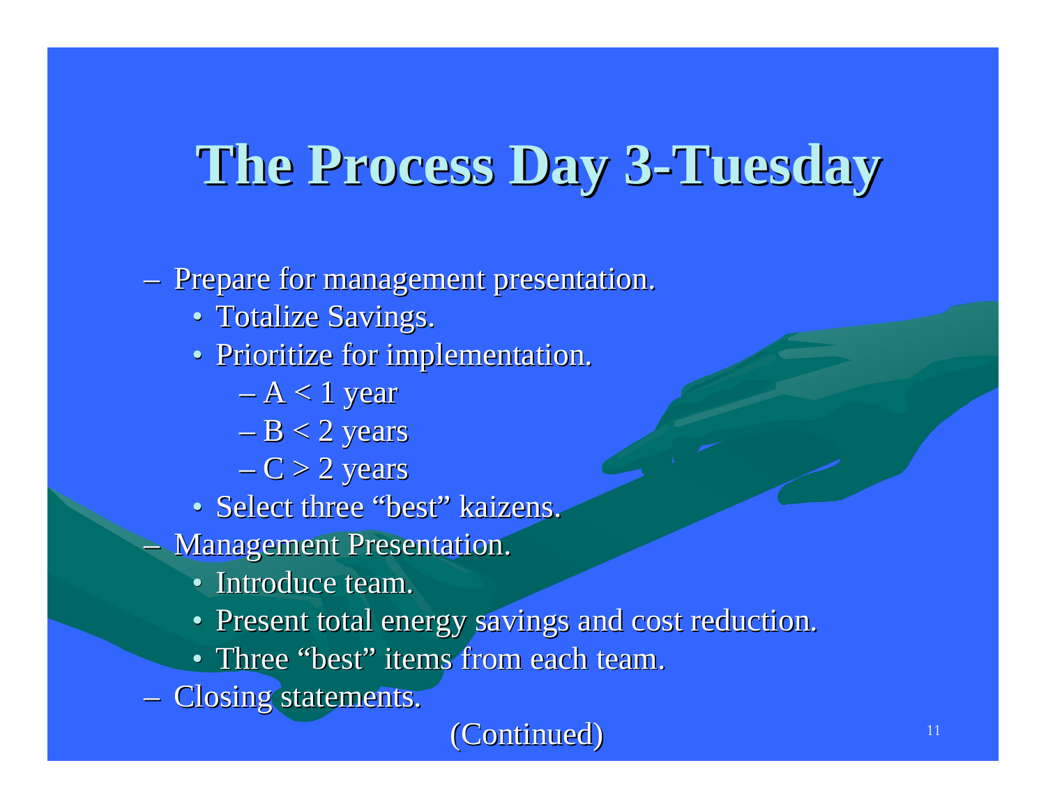# The Process Day 3-Tuesday

- Prepare for management presentation.
  - Totalize Savings.
  - Prioritize for implementation.
    - A < 1 year
    - B < 2 years
    - C > 2 years
  - Select three "best" kaizens.
- Management Presentation.
  - Introduce team.
  - Present total energy savings and cost reduction.
  - Three "best" items from each team.
- Closing statements.

(Continued)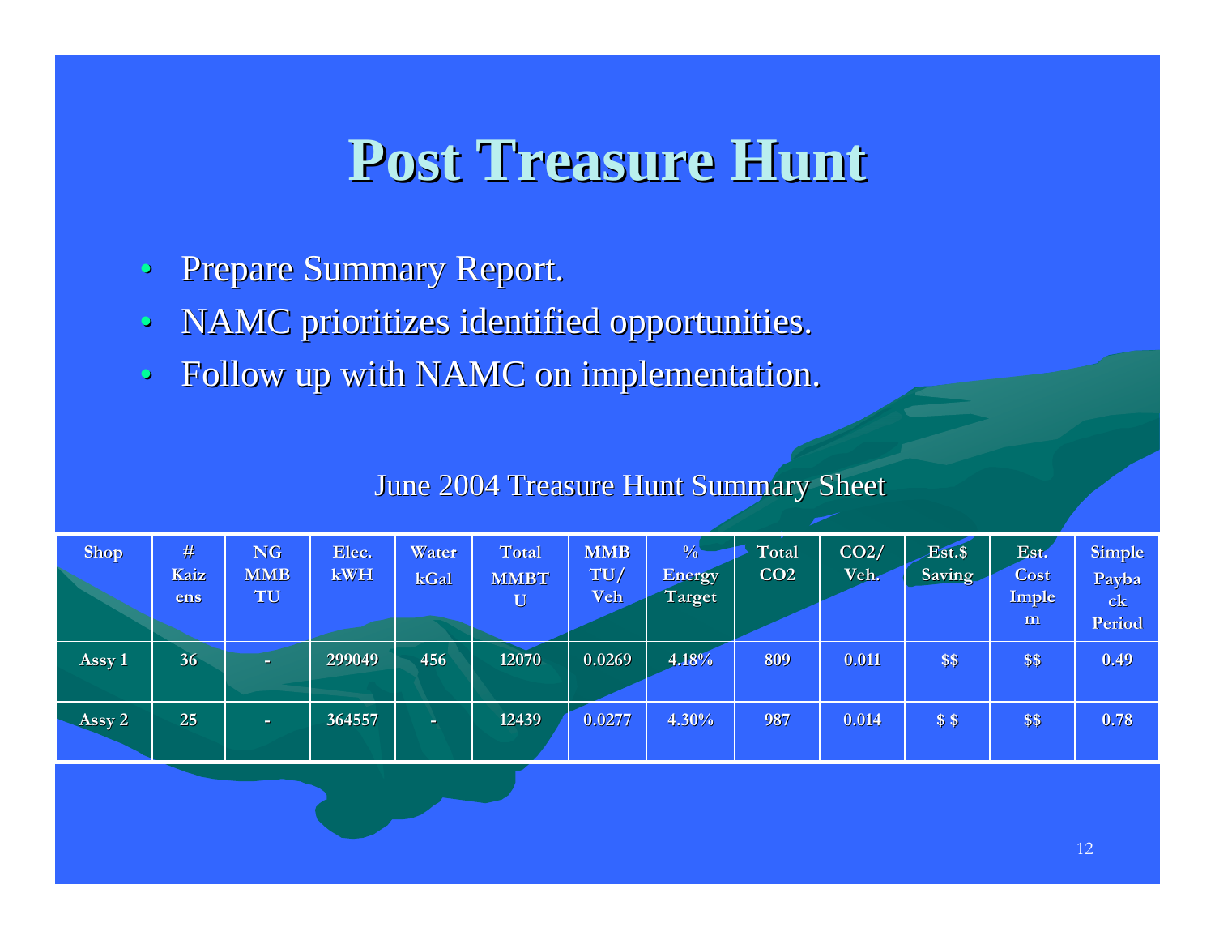# Post Treasure Hunt

- Prepare Summary Report.
- NAMC prioritizes identified opportunities.
- Follow up with NAMC on implementation.

June 2004 Treasure Hunt Summary Sheet

| Shop | # Kaizens | NG MMBTU | Elec. kWH | Water kGal | Total MMBTU | MMBTU/ Veh | % Energy Target | Total $CO_2$ | $CO_2$/ Veh. | Est.$ Saving | Est. Cost Implem | Simple Payback Period |
|---|---|---|---|---|---|---|---|---|---|---|---|---|
| Assy 1 | 36 | - | 299049 | 456 | 12070 | 0.0269 | 4.18% | 809 | 0.011 | $$ | $$ | 0.49 |
| Assy 2 | 25 | - | 364557 | - | 12439 | 0.0277 | 4.30% | 987 | 0.014 | $ $ | $$ | 0.78 |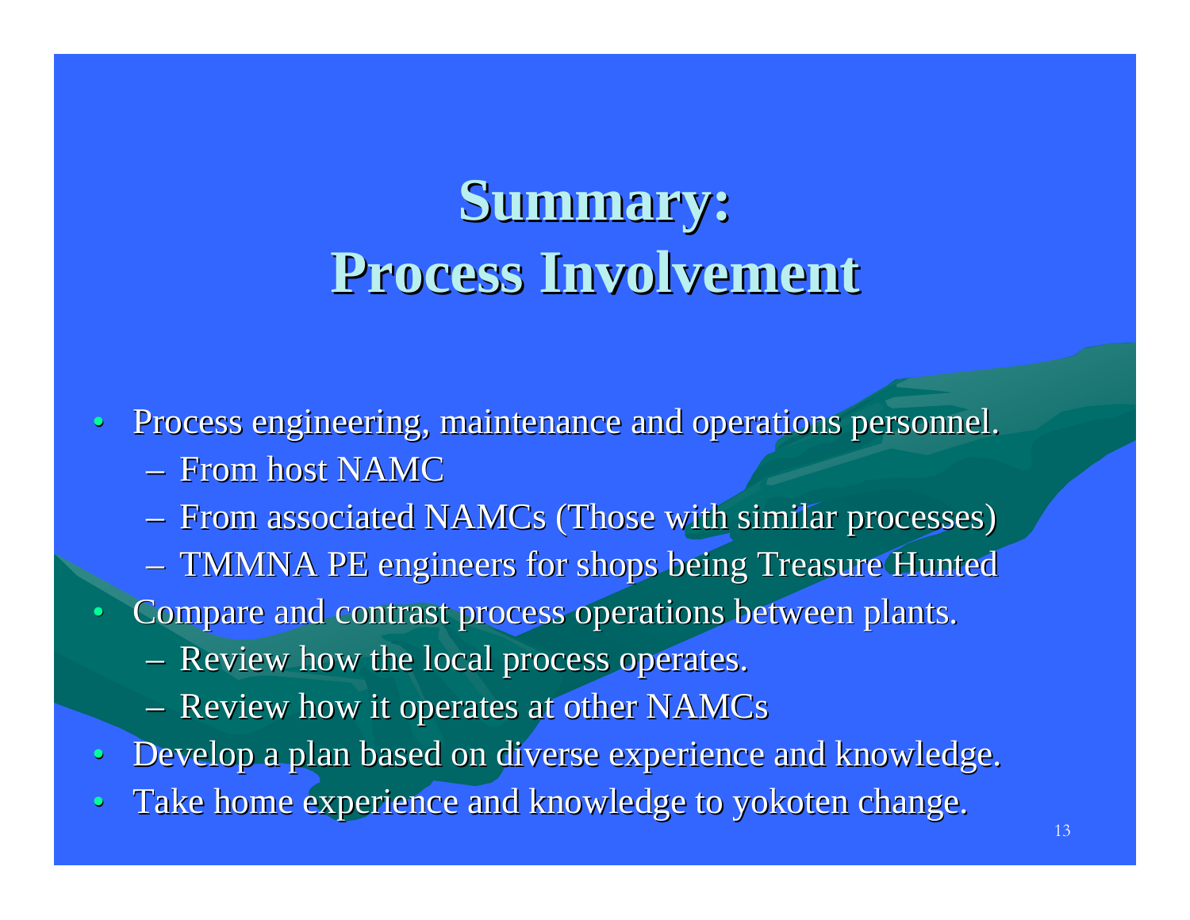# Summary: Process Involvement

- Process engineering, maintenance and operations personnel.
  - From host NAMC
  - From associated NAMCs (Those with similar processes)
  - TMMNA PE engineers for shops being Treasure Hunted
- Compare and contrast process operations between plants.
  - Review how the local process operates.
  - Review how it operates at other NAMCs
- Develop a plan based on diverse experience and knowledge.
- Take home experience and knowledge to yokoten change.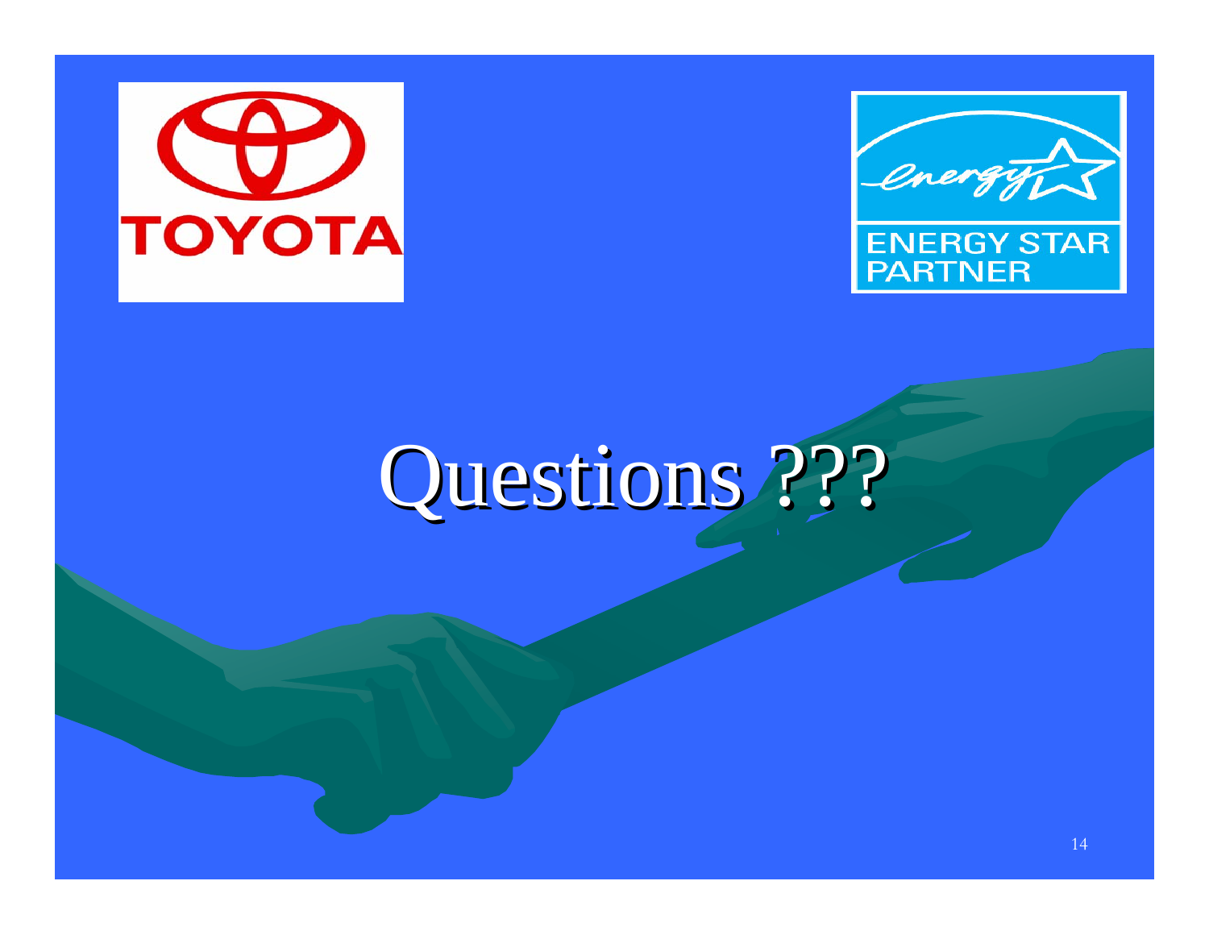# Questions ???